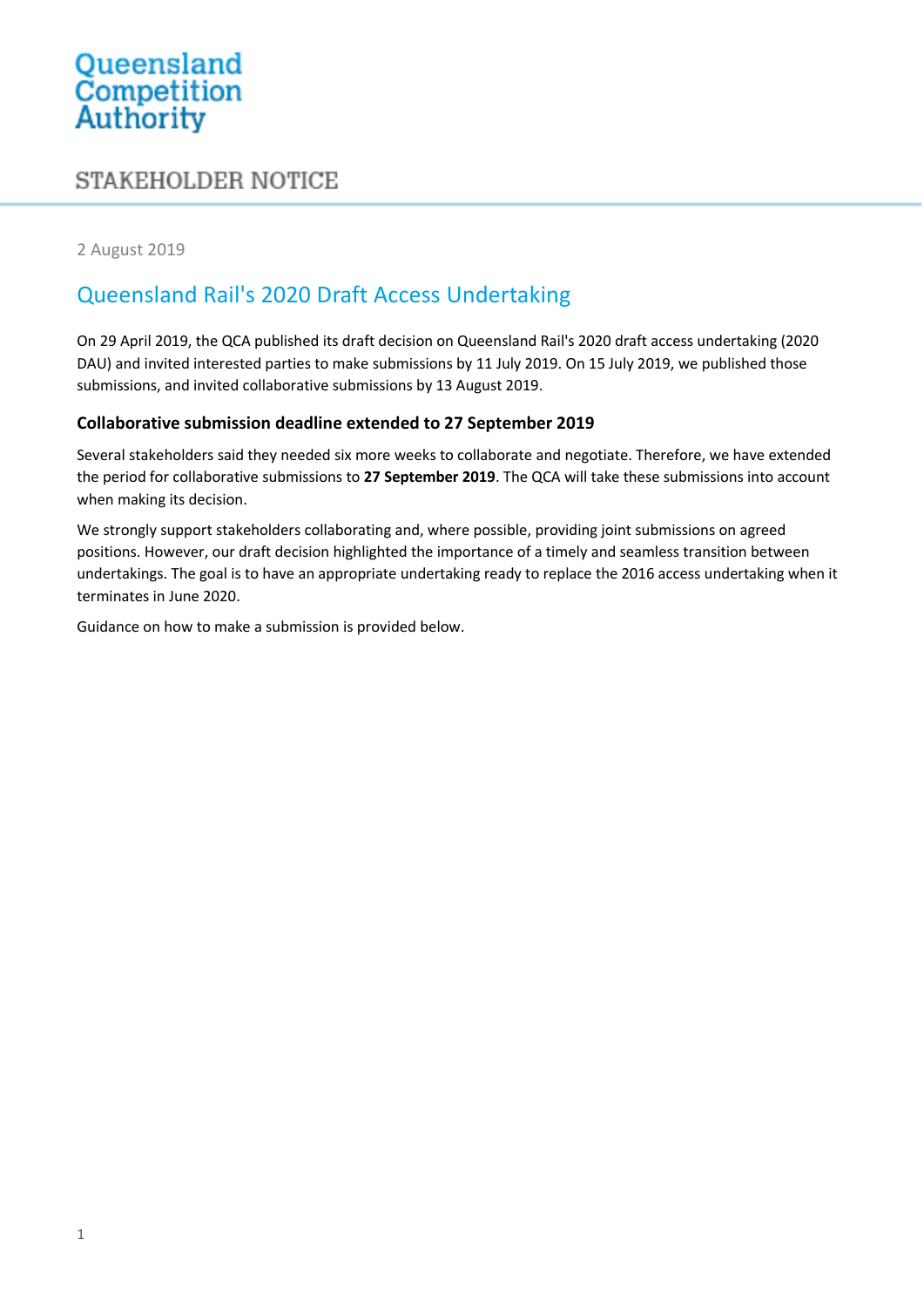Queensland Competition Authority

# STAKEHOLDER NOTICE

2 August 2019

## Queensland Rail's 2020 Draft Access Undertaking

On 29 April 2019, the QCA published its draft decision on Queensland Rail's 2020 draft access undertaking (2020 DAU) and invited interested parties to make submissions by 11 July 2019. On 15 July 2019, we published those submissions, and invited collaborative submissions by 13 August 2019.

### Collaborative submission deadline extended to 27 September 2019

Several stakeholders said they needed six more weeks to collaborate and negotiate. Therefore, we have extended the period for collaborative submissions to **27 September 2019**. The QCA will take these submissions into account when making its decision.

We strongly support stakeholders collaborating and, where possible, providing joint submissions on agreed positions. However, our draft decision highlighted the importance of a timely and seamless transition between undertakings. The goal is to have an appropriate undertaking ready to replace the 2016 access undertaking when it terminates in June 2020.

Guidance on how to make a submission is provided below.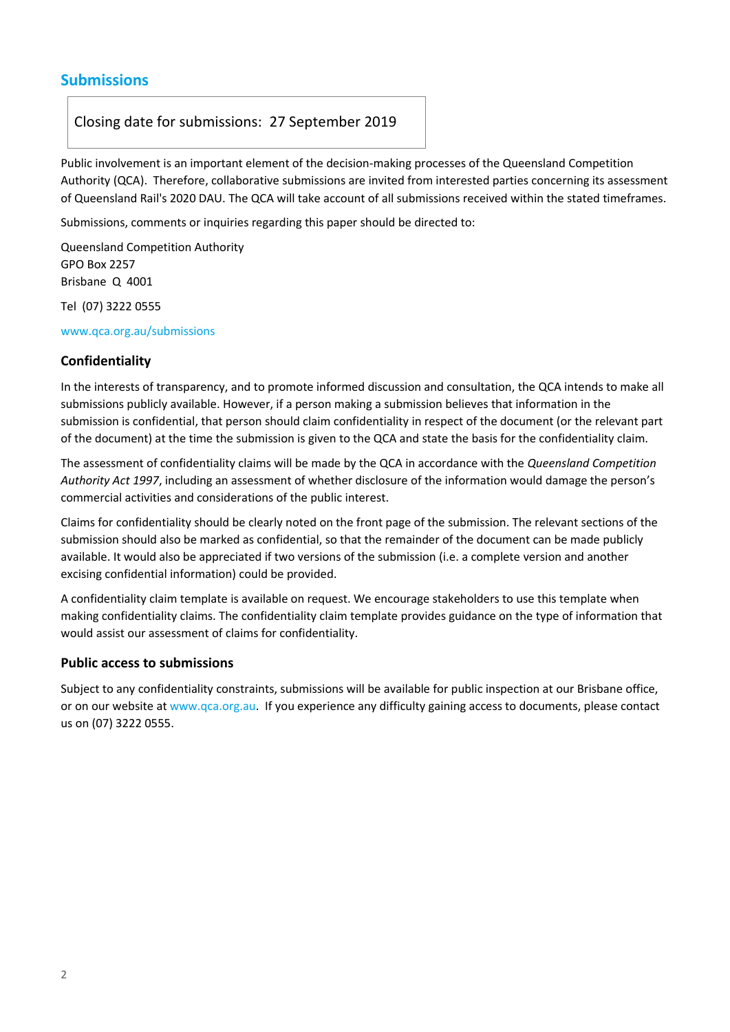## Submissions

Closing date for submissions: 27 September 2019

Public involvement is an important element of the decision-making processes of the Queensland Competition Authority (QCA). Therefore, collaborative submissions are invited from interested parties concerning its assessment of Queensland Rail's 2020 DAU. The QCA will take account of all submissions received within the stated timeframes.

Submissions, comments or inquiries regarding this paper should be directed to:

Queensland Competition Authority
GPO Box 2257
Brisbane Q 4001

Tel (07) 3222 0555

www.qca.org.au/submissions

### Confidentiality

In the interests of transparency, and to promote informed discussion and consultation, the QCA intends to make all submissions publicly available. However, if a person making a submission believes that information in the submission is confidential, that person should claim confidentiality in respect of the document (or the relevant part of the document) at the time the submission is given to the QCA and state the basis for the confidentiality claim.

The assessment of confidentiality claims will be made by the QCA in accordance with the *Queensland Competition Authority Act 1997*, including an assessment of whether disclosure of the information would damage the person's commercial activities and considerations of the public interest.

Claims for confidentiality should be clearly noted on the front page of the submission. The relevant sections of the submission should also be marked as confidential, so that the remainder of the document can be made publicly available. It would also be appreciated if two versions of the submission (i.e. a complete version and another excising confidential information) could be provided.

A confidentiality claim template is available on request. We encourage stakeholders to use this template when making confidentiality claims. The confidentiality claim template provides guidance on the type of information that would assist our assessment of claims for confidentiality.

### Public access to submissions

Subject to any confidentiality constraints, submissions will be available for public inspection at our Brisbane office, or on our website at www.qca.org.au. If you experience any difficulty gaining access to documents, please contact us on (07) 3222 0555.